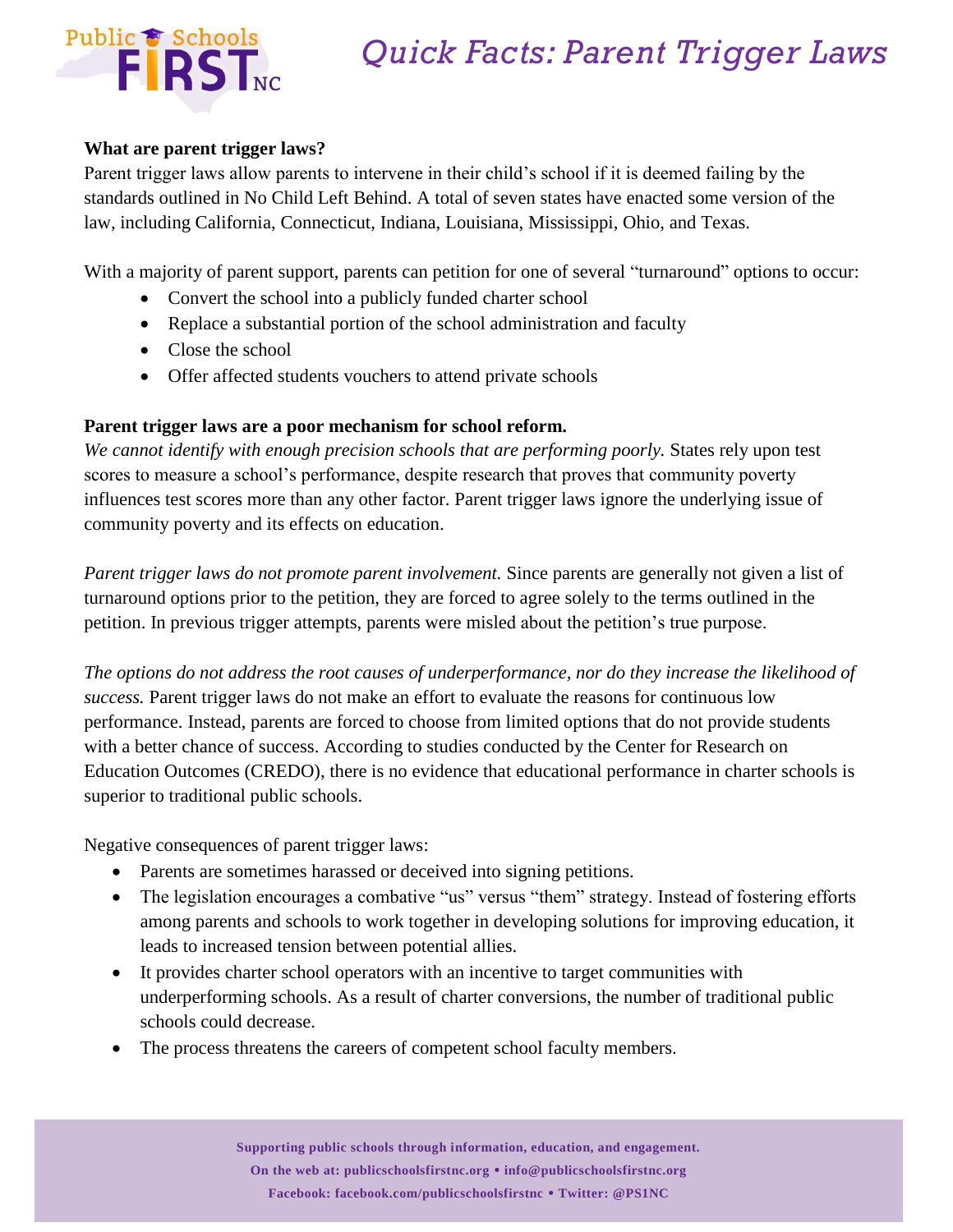# Quick Facts: Parent Trigger Laws

**What are parent trigger laws?**

Parent trigger laws allow parents to intervene in their child's school if it is deemed failing by the standards outlined in No Child Left Behind. A total of seven states have enacted some version of the law, including California, Connecticut, Indiana, Louisiana, Mississippi, Ohio, and Texas.

With a majority of parent support, parents can petition for one of several "turnaround" options to occur:

- Convert the school into a publicly funded charter school
- Replace a substantial portion of the school administration and faculty
- Close the school
- Offer affected students vouchers to attend private schools

**Parent trigger laws are a poor mechanism for school reform.**

*We cannot identify with enough precision schools that are performing poorly.* States rely upon test scores to measure a school's performance, despite research that proves that community poverty influences test scores more than any other factor. Parent trigger laws ignore the underlying issue of community poverty and its effects on education.

*Parent trigger laws do not promote parent involvement.* Since parents are generally not given a list of turnaround options prior to the petition, they are forced to agree solely to the terms outlined in the petition. In previous trigger attempts, parents were misled about the petition's true purpose.

*The options do not address the root causes of underperformance, nor do they increase the likelihood of success.* Parent trigger laws do not make an effort to evaluate the reasons for continuous low performance. Instead, parents are forced to choose from limited options that do not provide students with a better chance of success. According to studies conducted by the Center for Research on Education Outcomes (CREDO), there is no evidence that educational performance in charter schools is superior to traditional public schools.

Negative consequences of parent trigger laws:

- Parents are sometimes harassed or deceived into signing petitions.
- The legislation encourages a combative "us" versus "them" strategy. Instead of fostering efforts among parents and schools to work together in developing solutions for improving education, it leads to increased tension between potential allies.
- It provides charter school operators with an incentive to target communities with underperforming schools. As a result of charter conversions, the number of traditional public schools could decrease.
- The process threatens the careers of competent school faculty members.

**Supporting public schools through information, education, and engagement.**
**On the web at: publicschoolsfirstnc.org • info@publicschoolsfirstnc.org**
**Facebook: facebook.com/publicschoolsfirstnc • Twitter: @PS1NC**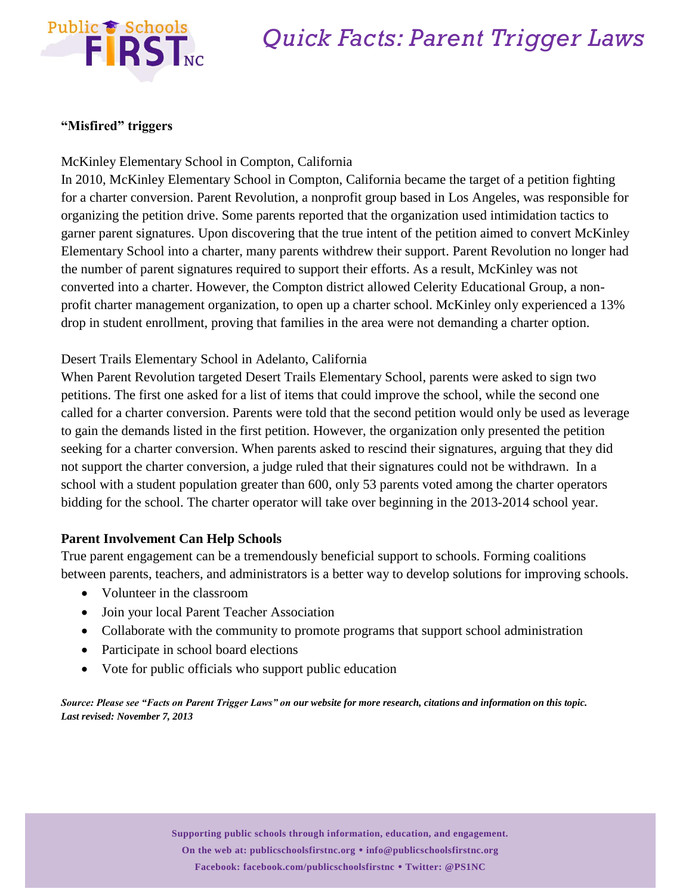**"Misfired" triggers**

McKinley Elementary School in Compton, California

In 2010, McKinley Elementary School in Compton, California became the target of a petition fighting for a charter conversion. Parent Revolution, a nonprofit group based in Los Angeles, was responsible for organizing the petition drive. Some parents reported that the organization used intimidation tactics to garner parent signatures. Upon discovering that the true intent of the petition aimed to convert McKinley Elementary School into a charter, many parents withdrew their support. Parent Revolution no longer had the number of parent signatures required to support their efforts. As a result, McKinley was not converted into a charter. However, the Compton district allowed Celerity Educational Group, a non-profit charter management organization, to open up a charter school. McKinley only experienced a 13% drop in student enrollment, proving that families in the area were not demanding a charter option.

Desert Trails Elementary School in Adelanto, California

When Parent Revolution targeted Desert Trails Elementary School, parents were asked to sign two petitions. The first one asked for a list of items that could improve the school, while the second one called for a charter conversion. Parents were told that the second petition would only be used as leverage to gain the demands listed in the first petition. However, the organization only presented the petition seeking for a charter conversion. When parents asked to rescind their signatures, arguing that they did not support the charter conversion, a judge ruled that their signatures could not be withdrawn. In a school with a student population greater than 600, only 53 parents voted among the charter operators bidding for the school. The charter operator will take over beginning in the 2013-2014 school year.

**Parent Involvement Can Help Schools**

True parent engagement can be a tremendously beneficial support to schools. Forming coalitions between parents, teachers, and administrators is a better way to develop solutions for improving schools.

- Volunteer in the classroom
- Join your local Parent Teacher Association
- Collaborate with the community to promote programs that support school administration
- Participate in school board elections
- Vote for public officials who support public education

***Source: Please see "Facts on Parent Trigger Laws" on our website for more research, citations and information on this topic.***
***Last revised: November 7, 2013***

**Supporting public schools through information, education, and engagement.**
**On the web at: publicschoolsfirstnc.org • info@publicschoolsfirstnc.org**
**Facebook: facebook.com/publicschoolsfirstnc • Twitter: @PS1NC**